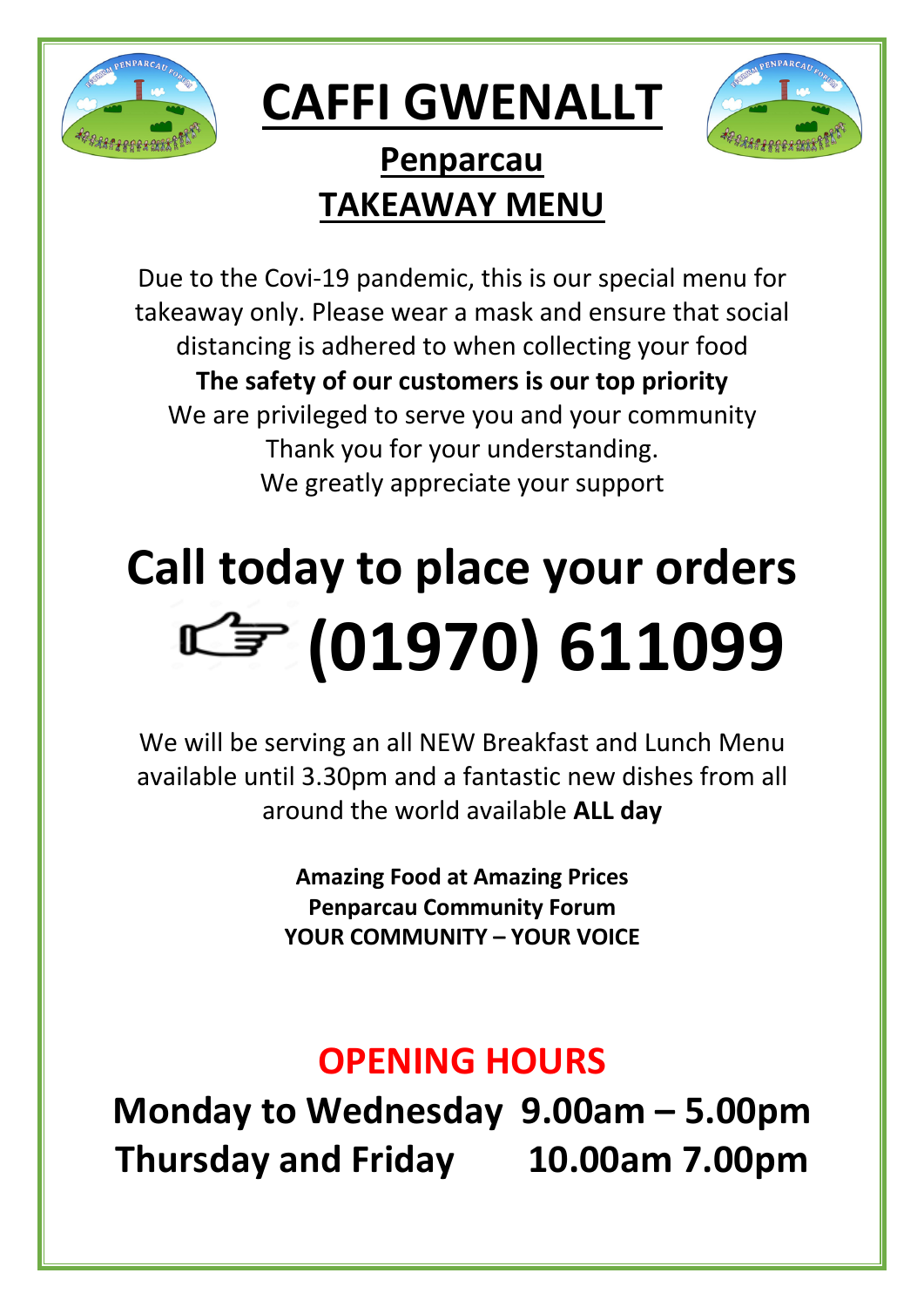# CAFFI GWENALLT

## Penparcau

## TAKEAWAY MENU

Due to the Covi-19 pandemic, this is our special menu for takeaway only. Please wear a mask and ensure that social distancing is adhered to when collecting your food

**The safety of our customers is our top priority**

We are privileged to serve you and your community

Thank you for your understanding.

We greatly appreciate your support

# Call today to place your orders

# ☞ (01970) 611099

We will be serving an all NEW Breakfast and Lunch Menu available until 3.30pm and a fantastic new dishes from all around the world available **ALL day**

**Amazing Food at Amazing Prices**
**Penparcau Community Forum**
**YOUR COMMUNITY – YOUR VOICE**

## OPENING HOURS

**Monday to Wednesday 9.00am – 5.00pm**
**Thursday and Friday 10.00am 7.00pm**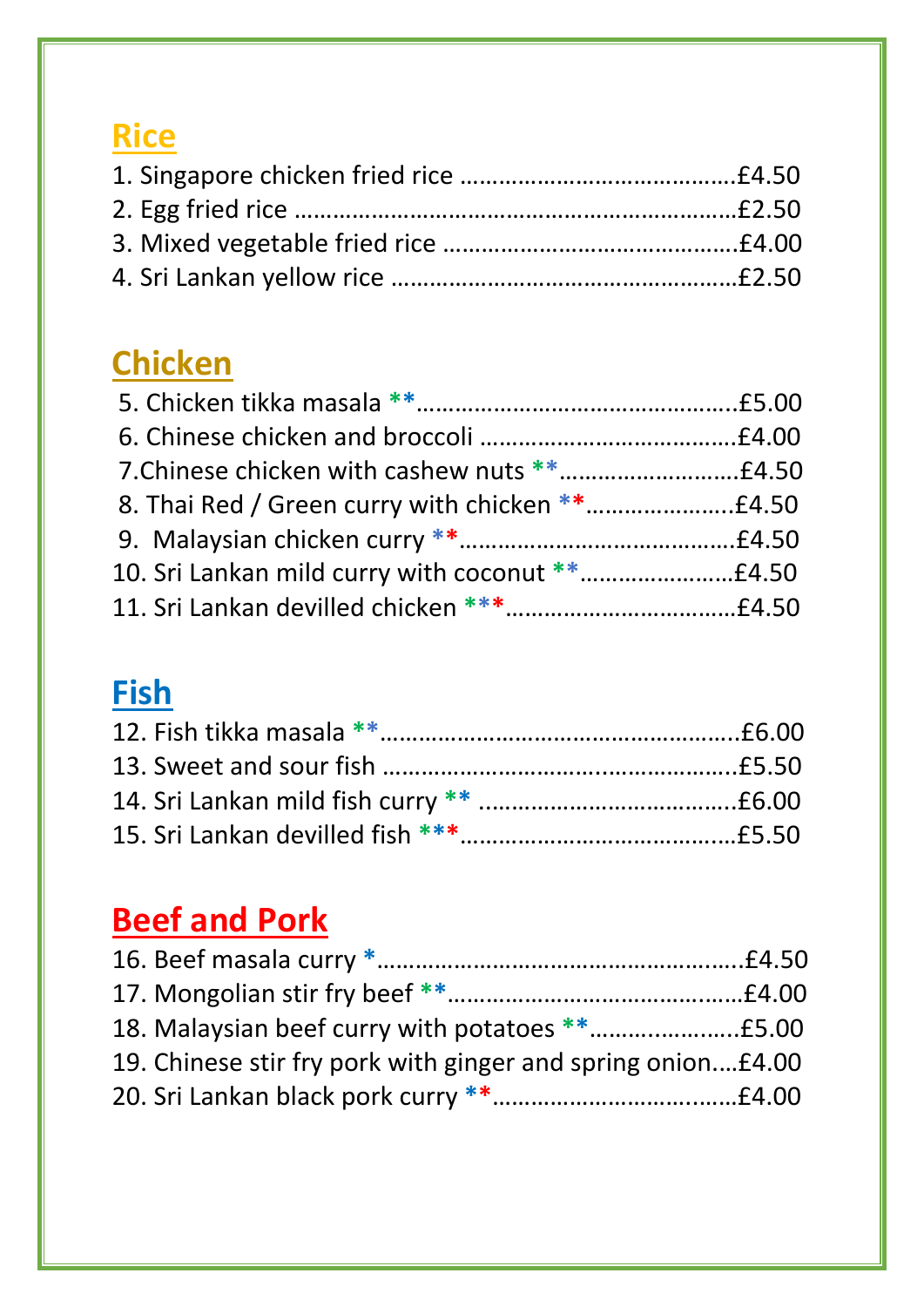## Rice

1. Singapore chicken fried rice ……………………………………£4.50
2. Egg fried rice ………………………………………………………£2.50
3. Mixed vegetable fried rice ………………………………………£4.00
4. Sri Lankan yellow rice ……………………………………………£2.50

## Chicken

5. Chicken tikka masala **……………………………………………£5.00
6. Chinese chicken and broccoli …………………………………£4.00
7. Chinese chicken with cashew nuts **………………………£4.50
8. Thai Red / Green curry with chicken **…………………£4.50
9. Malaysian chicken curry **……………………………………£4.50
10. Sri Lankan mild curry with coconut **…………………£4.50
11. Sri Lankan devilled chicken ***……………………………£4.50

## Fish

12. Fish tikka masala **…………………………………………………£6.00
13. Sweet and sour fish ……………………………………………£5.50
14. Sri Lankan mild fish curry ** ………………………………£6.00
15. Sri Lankan devilled fish ***…………………………………£5.50

## Beef and Pork

16. Beef masala curry *……………………………………………….£4.50
17. Mongolian stir fry beef **……………………………………£4.00
18. Malaysian beef curry with potatoes **…………………£5.00
19. Chinese stir fry pork with ginger and spring onion….£4.00
20. Sri Lankan black pork curry **……………………………£4.00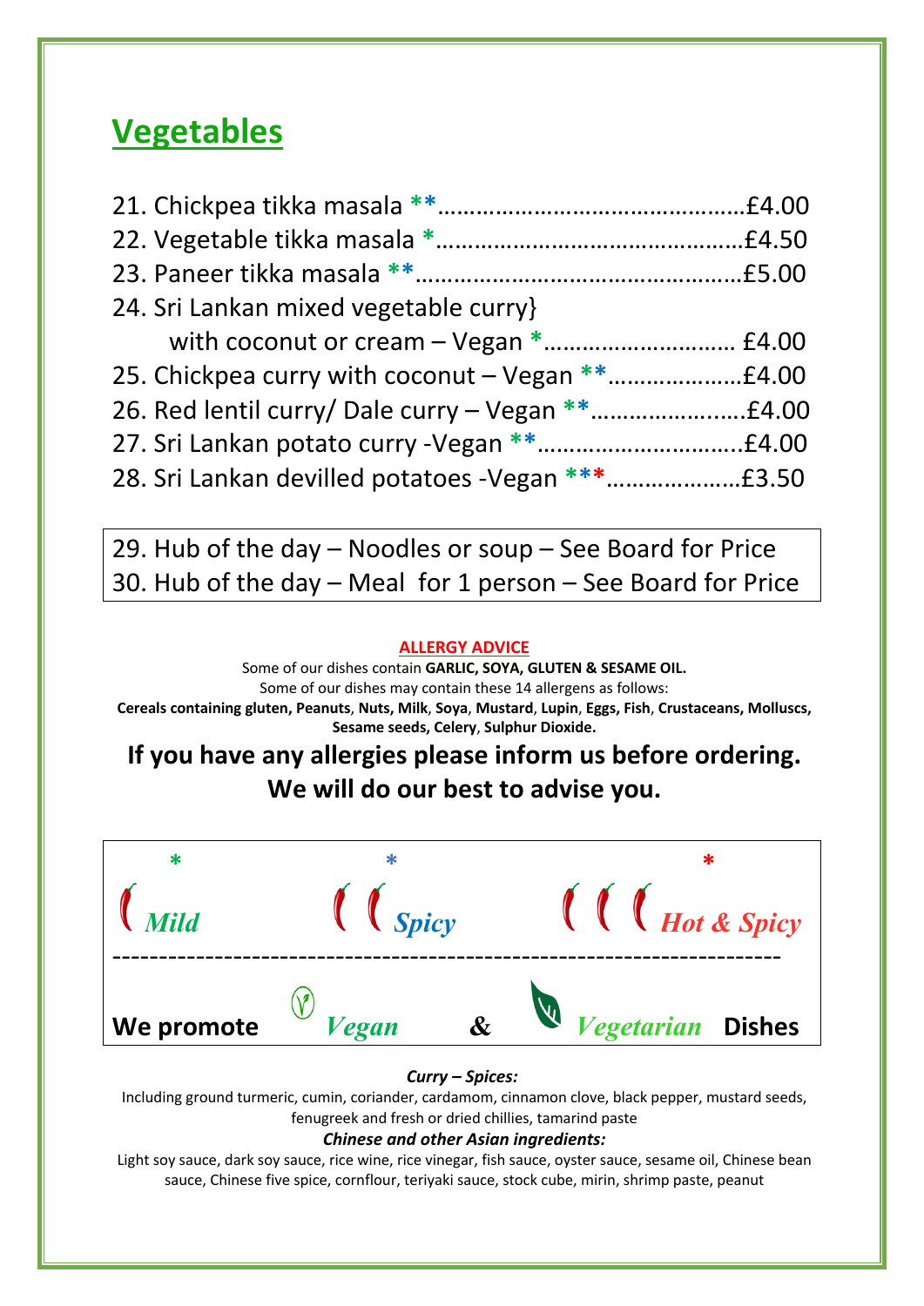## Vegetables

21. Chickpea tikka masala **……………………………………….£4.00
22. Vegetable tikka masala *………………………………………£4.50
23. Paneer tikka masala **…………………………………………£5.00
24. Sri Lankan mixed vegetable curry}
    with coconut or cream – Vegan *………………………… £4.00
25. Chickpea curry with coconut – Vegan **…………………£4.00
26. Red lentil curry/ Dale curry – Vegan **……………………£4.00
27. Sri Lankan potato curry -Vegan **…………………………..£4.00
28. Sri Lankan devilled potatoes -Vegan ***…………………£3.50

29. Hub of the day – Noodles or soup – See Board for Price
30. Hub of the day – Meal for 1 person – See Board for Price

**ALLERGY ADVICE**

Some of our dishes contain **GARLIC, SOYA, GLUTEN & SESAME OIL.**
Some of our dishes may contain these 14 allergens as follows:
**Cereals containing gluten, Peanuts, Nuts, Milk, Soya, Mustard, Lupin, Eggs, Fish, Crustaceans, Molluscs, Sesame seeds, Celery, Sulphur Dioxide.**

**If you have any allergies please inform us before ordering. We will do our best to advise you.**

| * Mild | * Spicy | * Hot & Spicy |
|---|---|---|

**We promote** *Vegan* & *Vegetarian* **Dishes**

***Curry – Spices:***
Including ground turmeric, cumin, coriander, cardamom, cinnamon clove, black pepper, mustard seeds, fenugreek and fresh or dried chillies, tamarind paste

***Chinese and other Asian ingredients:***
Light soy sauce, dark soy sauce, rice wine, rice vinegar, fish sauce, oyster sauce, sesame oil, Chinese bean sauce, Chinese five spice, cornflour, teriyaki sauce, stock cube, mirin, shrimp paste, peanut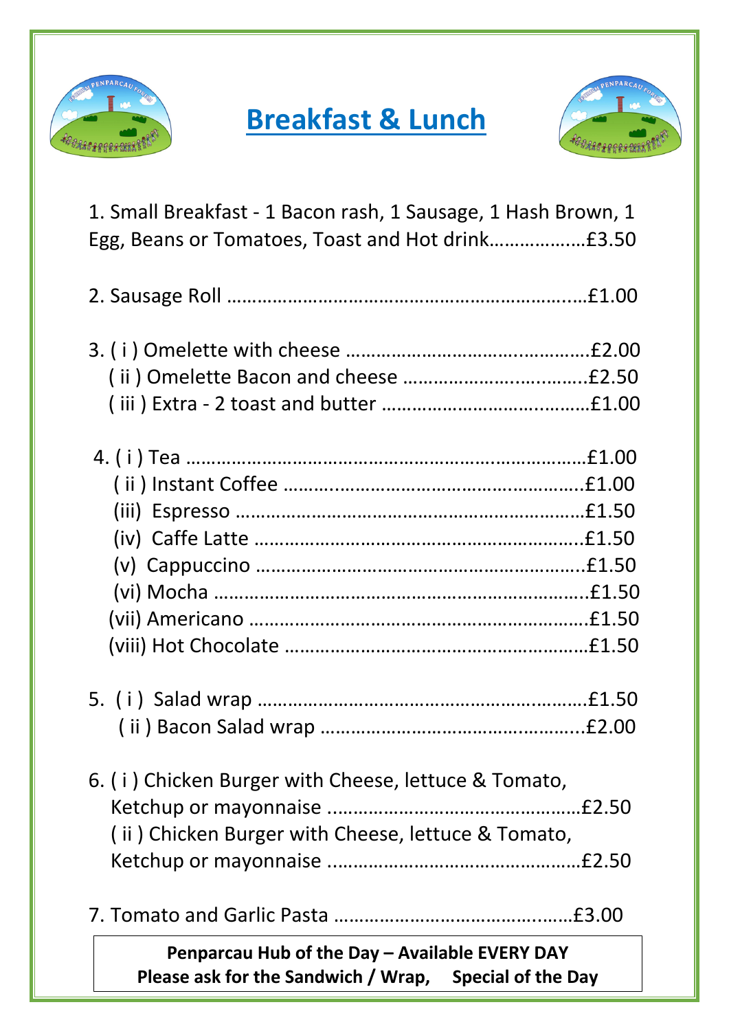# Breakfast & Lunch

1. Small Breakfast - 1 Bacon rash, 1 Sausage, 1 Hash Brown, 1 Egg, Beans or Tomatoes, Toast and Hot drink………………£3.50

2. Sausage Roll ……………………………………………………….£1.00

3. ( i ) Omelette with cheese ………………………………………£2.00
   ( ii ) Omelette Bacon and cheese …………………………….£2.50
   ( iii ) Extra - 2 toast and butter ………………………………£1.00

4. ( i ) Tea ……………………………………………………………£1.00
   ( ii ) Instant Coffee ……………………………………………..£1.00
   (iii) Espresso ……………………………………………………£1.50
   (iv) Caffe Latte …………………………………………………..£1.50
   (v) Cappuccino …………………………………………………..£1.50
   (vi) Mocha …………………………………………………………..£1.50
   (vii) Americano …………………………………………………….£1.50
   (viii) Hot Chocolate ……………………………………………….£1.50

5. ( i ) Salad wrap ……………………………………………………..£1.50
   ( ii ) Bacon Salad wrap ……………………………………………..£2.00

6. ( i ) Chicken Burger with Cheese, lettuce & Tomato, Ketchup or mayonnaise …………………………………………£2.50
   ( ii ) Chicken Burger with Cheese, lettuce & Tomato, Ketchup or mayonnaise …………………………………………£2.50

7. Tomato and Garlic Pasta …………………………………….£3.00

**Penparcau Hub of the Day – Available EVERY DAY**
**Please ask for the Sandwich / Wrap, Special of the Day**